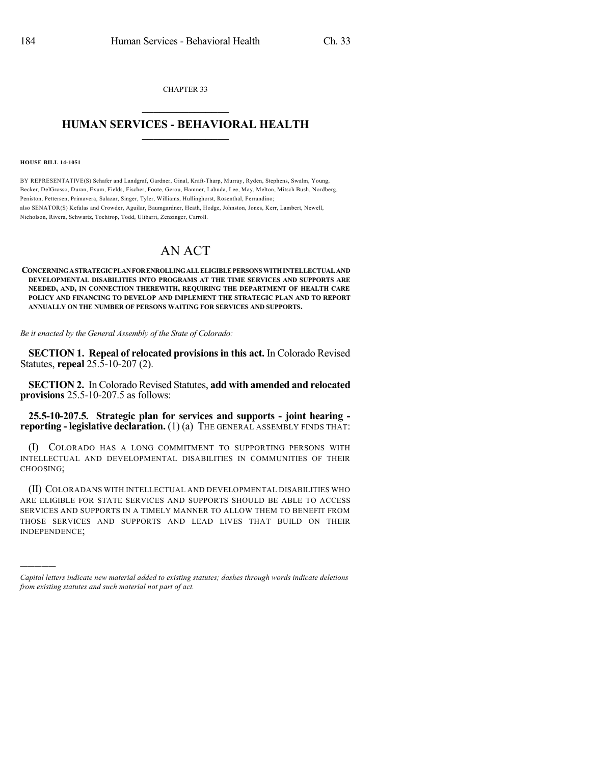CHAPTER 33

# HUMAN SERVICES - BEHAVIORAL HEALTH

**HOUSE BILL 14-1051**

BY REPRESENTATIVE(S) Schafer and Landgraf, Gardner, Ginal, Kraft-Tharp, Murray, Ryden, Stephens, Swalm, Young, Becker, DelGrosso, Duran, Exum, Fields, Fischer, Foote, Gerou, Hamner, Labuda, Lee, May, Melton, Mitsch Bush, Nordberg, Peniston, Pettersen, Primavera, Salazar, Singer, Tyler, Williams, Hullinghorst, Rosenthal, Ferrandino;
also SENATOR(S) Kefalas and Crowder, Aguilar, Baumgardner, Heath, Hodge, Johnston, Jones, Kerr, Lambert, Newell, Nicholson, Rivera, Schwartz, Tochtrop, Todd, Ulibarri, Zenzinger, Carroll.

# AN ACT

**CONCERNING A STRATEGIC PLAN FOR ENROLLING ALL ELIGIBLE PERSONS WITH INTELLECTUAL AND DEVELOPMENTAL DISABILITIES INTO PROGRAMS AT THE TIME SERVICES AND SUPPORTS ARE NEEDED, AND, IN CONNECTION THEREWITH, REQUIRING THE DEPARTMENT OF HEALTH CARE POLICY AND FINANCING TO DEVELOP AND IMPLEMENT THE STRATEGIC PLAN AND TO REPORT ANNUALLY ON THE NUMBER OF PERSONS WAITING FOR SERVICES AND SUPPORTS.**

*Be it enacted by the General Assembly of the State of Colorado:*

**SECTION 1. Repeal of relocated provisions in this act.** In Colorado Revised Statutes, **repeal** 25.5-10-207 (2).

**SECTION 2.** In Colorado Revised Statutes, **add with amended and relocated provisions** 25.5-10-207.5 as follows:

**25.5-10-207.5. Strategic plan for services and supports - joint hearing - reporting - legislative declaration.** (1) (a) THE GENERAL ASSEMBLY FINDS THAT:

(I) COLORADO HAS A LONG COMMITMENT TO SUPPORTING PERSONS WITH INTELLECTUAL AND DEVELOPMENTAL DISABILITIES IN COMMUNITIES OF THEIR CHOOSING;

(II) COLORADANS WITH INTELLECTUAL AND DEVELOPMENTAL DISABILITIES WHO ARE ELIGIBLE FOR STATE SERVICES AND SUPPORTS SHOULD BE ABLE TO ACCESS SERVICES AND SUPPORTS IN A TIMELY MANNER TO ALLOW THEM TO BENEFIT FROM THOSE SERVICES AND SUPPORTS AND LEAD LIVES THAT BUILD ON THEIR INDEPENDENCE;

---

*Capital letters indicate new material added to existing statutes; dashes through words indicate deletions from existing statutes and such material not part of act.*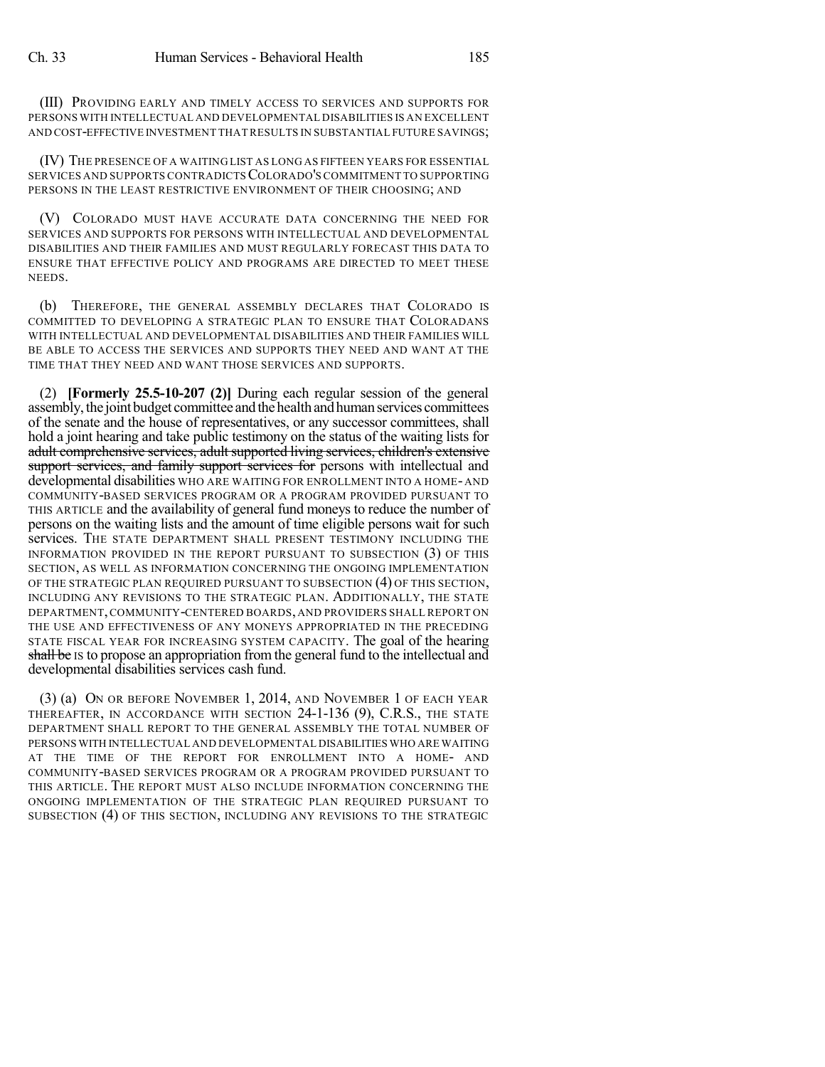(III) PROVIDING EARLY AND TIMELY ACCESS TO SERVICES AND SUPPORTS FOR PERSONS WITH INTELLECTUAL AND DEVELOPMENTAL DISABILITIES IS AN EXCELLENT AND COST-EFFECTIVE INVESTMENT THAT RESULTS IN SUBSTANTIAL FUTURE SAVINGS;

(IV) THE PRESENCE OF A WAITING LIST AS LONG AS FIFTEEN YEARS FOR ESSENTIAL SERVICES AND SUPPORTS CONTRADICTS COLORADO'S COMMITMENT TO SUPPORTING PERSONS IN THE LEAST RESTRICTIVE ENVIRONMENT OF THEIR CHOOSING; AND

(V) COLORADO MUST HAVE ACCURATE DATA CONCERNING THE NEED FOR SERVICES AND SUPPORTS FOR PERSONS WITH INTELLECTUAL AND DEVELOPMENTAL DISABILITIES AND THEIR FAMILIES AND MUST REGULARLY FORECAST THIS DATA TO ENSURE THAT EFFECTIVE POLICY AND PROGRAMS ARE DIRECTED TO MEET THESE NEEDS.

(b) THEREFORE, THE GENERAL ASSEMBLY DECLARES THAT COLORADO IS COMMITTED TO DEVELOPING A STRATEGIC PLAN TO ENSURE THAT COLORADANS WITH INTELLECTUAL AND DEVELOPMENTAL DISABILITIES AND THEIR FAMILIES WILL BE ABLE TO ACCESS THE SERVICES AND SUPPORTS THEY NEED AND WANT AT THE TIME THAT THEY NEED AND WANT THOSE SERVICES AND SUPPORTS.

(2) **[Formerly 25.5-10-207 (2)]** During each regular session of the general assembly, the joint budget committee and the health and human services committees of the senate and the house of representatives, or any successor committees, shall hold a joint hearing and take public testimony on the status of the waiting lists for ~~adult comprehensive services, adult supported living services, children's extensive support services, and family support services for~~ persons with intellectual and developmental disabilities WHO ARE WAITING FOR ENROLLMENT INTO A HOME- AND COMMUNITY-BASED SERVICES PROGRAM OR A PROGRAM PROVIDED PURSUANT TO THIS ARTICLE and the availability of general fund moneys to reduce the number of persons on the waiting lists and the amount of time eligible persons wait for such services. THE STATE DEPARTMENT SHALL PRESENT TESTIMONY INCLUDING THE INFORMATION PROVIDED IN THE REPORT PURSUANT TO SUBSECTION (3) OF THIS SECTION, AS WELL AS INFORMATION CONCERNING THE ONGOING IMPLEMENTATION OF THE STRATEGIC PLAN REQUIRED PURSUANT TO SUBSECTION (4) OF THIS SECTION, INCLUDING ANY REVISIONS TO THE STRATEGIC PLAN. ADDITIONALLY, THE STATE DEPARTMENT, COMMUNITY-CENTERED BOARDS, AND PROVIDERS SHALL REPORT ON THE USE AND EFFECTIVENESS OF ANY MONEYS APPROPRIATED IN THE PRECEDING STATE FISCAL YEAR FOR INCREASING SYSTEM CAPACITY. The goal of the hearing ~~shall be~~ IS to propose an appropriation from the general fund to the intellectual and developmental disabilities services cash fund.

(3) (a) ON OR BEFORE NOVEMBER 1, 2014, AND NOVEMBER 1 OF EACH YEAR THEREAFTER, IN ACCORDANCE WITH SECTION 24-1-136 (9), C.R.S., THE STATE DEPARTMENT SHALL REPORT TO THE GENERAL ASSEMBLY THE TOTAL NUMBER OF PERSONS WITH INTELLECTUAL AND DEVELOPMENTAL DISABILITIES WHO ARE WAITING AT THE TIME OF THE REPORT FOR ENROLLMENT INTO A HOME- AND COMMUNITY-BASED SERVICES PROGRAM OR A PROGRAM PROVIDED PURSUANT TO THIS ARTICLE. THE REPORT MUST ALSO INCLUDE INFORMATION CONCERNING THE ONGOING IMPLEMENTATION OF THE STRATEGIC PLAN REQUIRED PURSUANT TO SUBSECTION (4) OF THIS SECTION, INCLUDING ANY REVISIONS TO THE STRATEGIC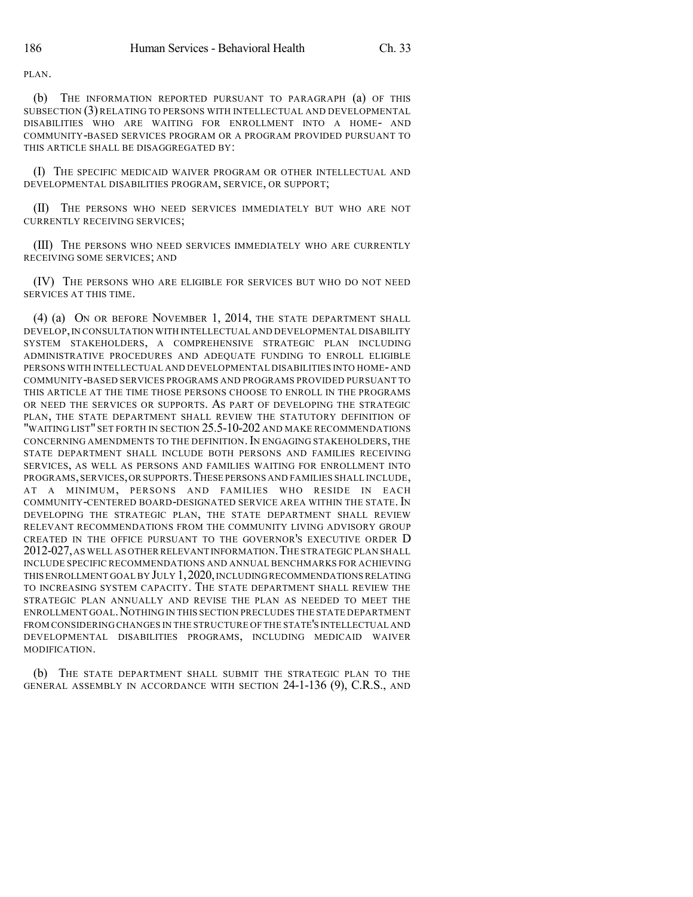PLAN.

(b) THE INFORMATION REPORTED PURSUANT TO PARAGRAPH (a) OF THIS SUBSECTION (3) RELATING TO PERSONS WITH INTELLECTUAL AND DEVELOPMENTAL DISABILITIES WHO ARE WAITING FOR ENROLLMENT INTO A HOME- AND COMMUNITY-BASED SERVICES PROGRAM OR A PROGRAM PROVIDED PURSUANT TO THIS ARTICLE SHALL BE DISAGGREGATED BY:

(I) THE SPECIFIC MEDICAID WAIVER PROGRAM OR OTHER INTELLECTUAL AND DEVELOPMENTAL DISABILITIES PROGRAM, SERVICE, OR SUPPORT;

(II) THE PERSONS WHO NEED SERVICES IMMEDIATELY BUT WHO ARE NOT CURRENTLY RECEIVING SERVICES;

(III) THE PERSONS WHO NEED SERVICES IMMEDIATELY WHO ARE CURRENTLY RECEIVING SOME SERVICES; AND

(IV) THE PERSONS WHO ARE ELIGIBLE FOR SERVICES BUT WHO DO NOT NEED SERVICES AT THIS TIME.

(4) (a) ON OR BEFORE NOVEMBER 1, 2014, THE STATE DEPARTMENT SHALL DEVELOP, IN CONSULTATION WITH INTELLECTUAL AND DEVELOPMENTAL DISABILITY SYSTEM STAKEHOLDERS, A COMPREHENSIVE STRATEGIC PLAN INCLUDING ADMINISTRATIVE PROCEDURES AND ADEQUATE FUNDING TO ENROLL ELIGIBLE PERSONS WITH INTELLECTUAL AND DEVELOPMENTAL DISABILITIES INTO HOME- AND COMMUNITY-BASED SERVICES PROGRAMS AND PROGRAMS PROVIDED PURSUANT TO THIS ARTICLE AT THE TIME THOSE PERSONS CHOOSE TO ENROLL IN THE PROGRAMS OR NEED THE SERVICES OR SUPPORTS. AS PART OF DEVELOPING THE STRATEGIC PLAN, THE STATE DEPARTMENT SHALL REVIEW THE STATUTORY DEFINITION OF "WAITING LIST" SET FORTH IN SECTION 25.5-10-202 AND MAKE RECOMMENDATIONS CONCERNING AMENDMENTS TO THE DEFINITION. IN ENGAGING STAKEHOLDERS, THE STATE DEPARTMENT SHALL INCLUDE BOTH PERSONS AND FAMILIES RECEIVING SERVICES, AS WELL AS PERSONS AND FAMILIES WAITING FOR ENROLLMENT INTO PROGRAMS, SERVICES, OR SUPPORTS. THESE PERSONS AND FAMILIES SHALL INCLUDE, AT A MINIMUM, PERSONS AND FAMILIES WHO RESIDE IN EACH COMMUNITY-CENTERED BOARD-DESIGNATED SERVICE AREA WITHIN THE STATE. IN DEVELOPING THE STRATEGIC PLAN, THE STATE DEPARTMENT SHALL REVIEW RELEVANT RECOMMENDATIONS FROM THE COMMUNITY LIVING ADVISORY GROUP CREATED IN THE OFFICE PURSUANT TO THE GOVERNOR'S EXECUTIVE ORDER D 2012-027, AS WELL AS OTHER RELEVANT INFORMATION. THE STRATEGIC PLAN SHALL INCLUDE SPECIFIC RECOMMENDATIONS AND ANNUAL BENCHMARKS FOR ACHIEVING THIS ENROLLMENT GOAL BY JULY 1, 2020, INCLUDING RECOMMENDATIONS RELATING TO INCREASING SYSTEM CAPACITY. THE STATE DEPARTMENT SHALL REVIEW THE STRATEGIC PLAN ANNUALLY AND REVISE THE PLAN AS NEEDED TO MEET THE ENROLLMENT GOAL. NOTHING IN THIS SECTION PRECLUDES THE STATE DEPARTMENT FROM CONSIDERING CHANGES IN THE STRUCTURE OF THE STATE'S INTELLECTUAL AND DEVELOPMENTAL DISABILITIES PROGRAMS, INCLUDING MEDICAID WAIVER MODIFICATION.

(b) THE STATE DEPARTMENT SHALL SUBMIT THE STRATEGIC PLAN TO THE GENERAL ASSEMBLY IN ACCORDANCE WITH SECTION 24-1-136 (9), C.R.S., AND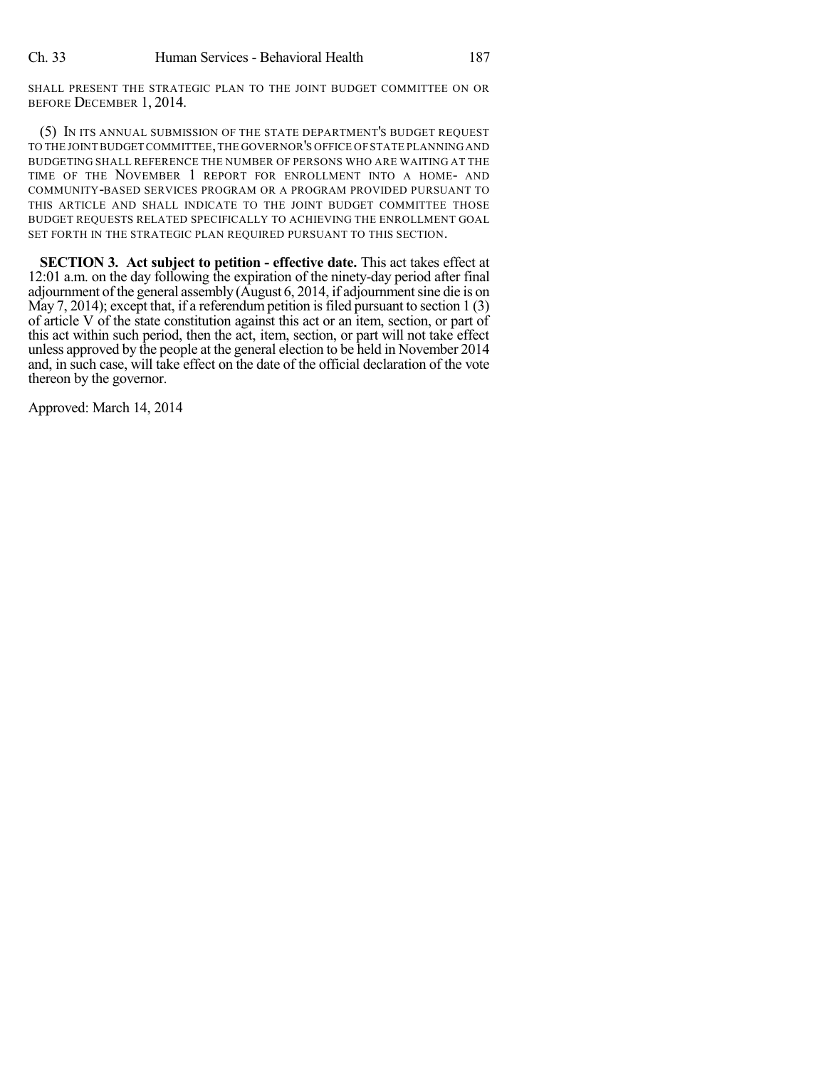SHALL PRESENT THE STRATEGIC PLAN TO THE JOINT BUDGET COMMITTEE ON OR BEFORE DECEMBER 1, 2014.

(5) IN ITS ANNUAL SUBMISSION OF THE STATE DEPARTMENT'S BUDGET REQUEST TO THE JOINT BUDGET COMMITTEE, THE GOVERNOR'S OFFICE OF STATE PLANNING AND BUDGETING SHALL REFERENCE THE NUMBER OF PERSONS WHO ARE WAITING AT THE TIME OF THE NOVEMBER 1 REPORT FOR ENROLLMENT INTO A HOME- AND COMMUNITY-BASED SERVICES PROGRAM OR A PROGRAM PROVIDED PURSUANT TO THIS ARTICLE AND SHALL INDICATE TO THE JOINT BUDGET COMMITTEE THOSE BUDGET REQUESTS RELATED SPECIFICALLY TO ACHIEVING THE ENROLLMENT GOAL SET FORTH IN THE STRATEGIC PLAN REQUIRED PURSUANT TO THIS SECTION.

**SECTION 3. Act subject to petition - effective date.** This act takes effect at 12:01 a.m. on the day following the expiration of the ninety-day period after final adjournment of the general assembly (August 6, 2014, if adjournment sine die is on May 7, 2014); except that, if a referendum petition is filed pursuant to section 1 (3) of article V of the state constitution against this act or an item, section, or part of this act within such period, then the act, item, section, or part will not take effect unless approved by the people at the general election to be held in November 2014 and, in such case, will take effect on the date of the official declaration of the vote thereon by the governor.

Approved: March 14, 2014